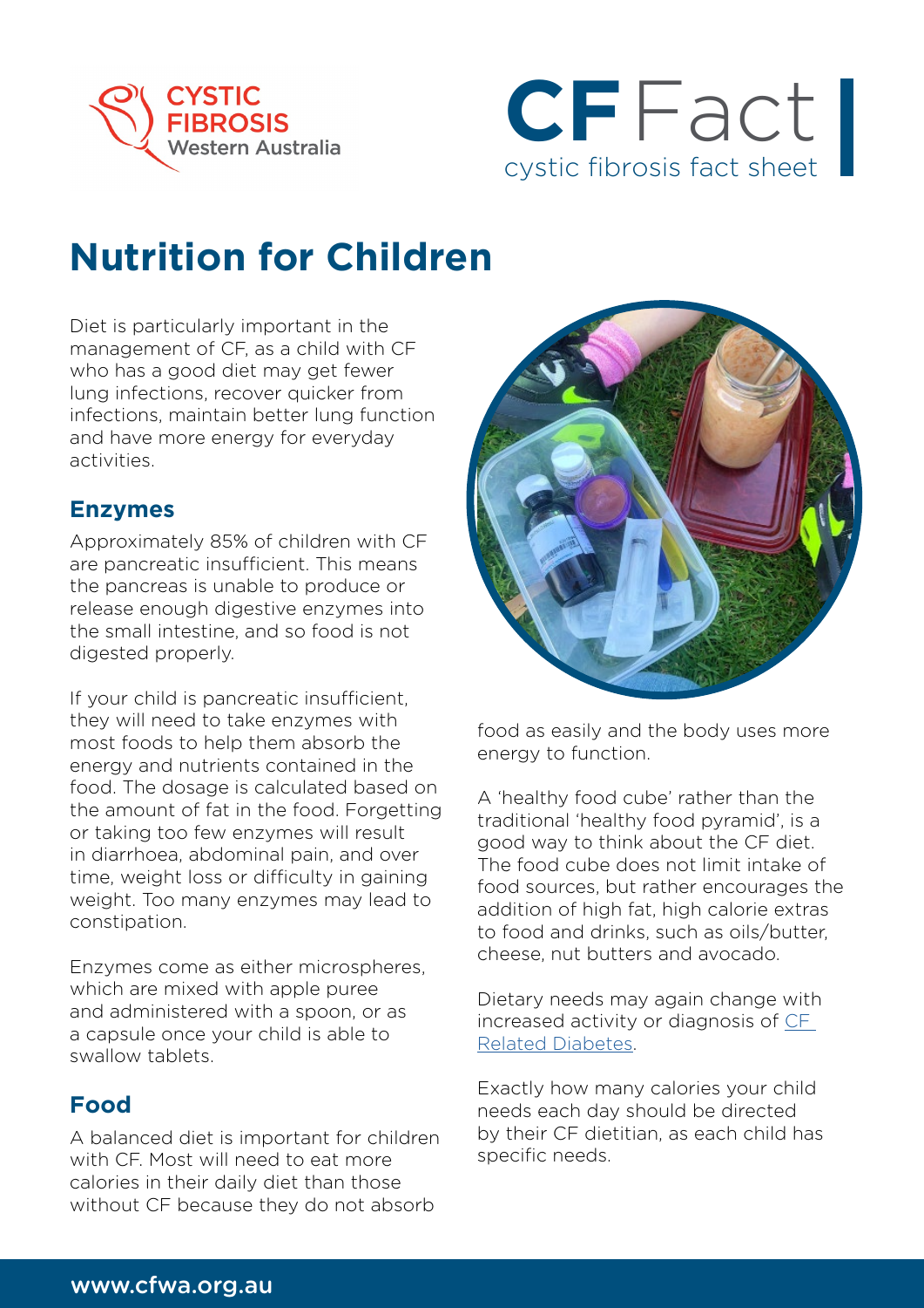# Nutrition for Children

Diet is particularly important in the management of CF, as a child with CF who has a good diet may get fewer lung infections, recover quicker from infections, maintain better lung function and have more energy for everyday activities.

## Enzymes

Approximately 85% of children with CF are pancreatic insufficient. This means the pancreas is unable to produce or release enough digestive enzymes into the small intestine, and so food is not digested properly.

If your child is pancreatic insufficient, they will need to take enzymes with most foods to help them absorb the energy and nutrients contained in the food. The dosage is calculated based on the amount of fat in the food. Forgetting or taking too few enzymes will result in diarrhoea, abdominal pain, and over time, weight loss or difficulty in gaining weight. Too many enzymes may lead to constipation.

Enzymes come as either microspheres, which are mixed with apple puree and administered with a spoon, or as a capsule once your child is able to swallow tablets.

## Food

A balanced diet is important for children with CF. Most will need to eat more calories in their daily diet than those without CF because they do not absorb food as easily and the body uses more energy to function.

A 'healthy food cube' rather than the traditional 'healthy food pyramid', is a good way to think about the CF diet. The food cube does not limit intake of food sources, but rather encourages the addition of high fat, high calorie extras to food and drinks, such as oils/butter, cheese, nut butters and avocado.

Dietary needs may again change with increased activity or diagnosis of CF Related Diabetes.

Exactly how many calories your child needs each day should be directed by their CF dietitian, as each child has specific needs.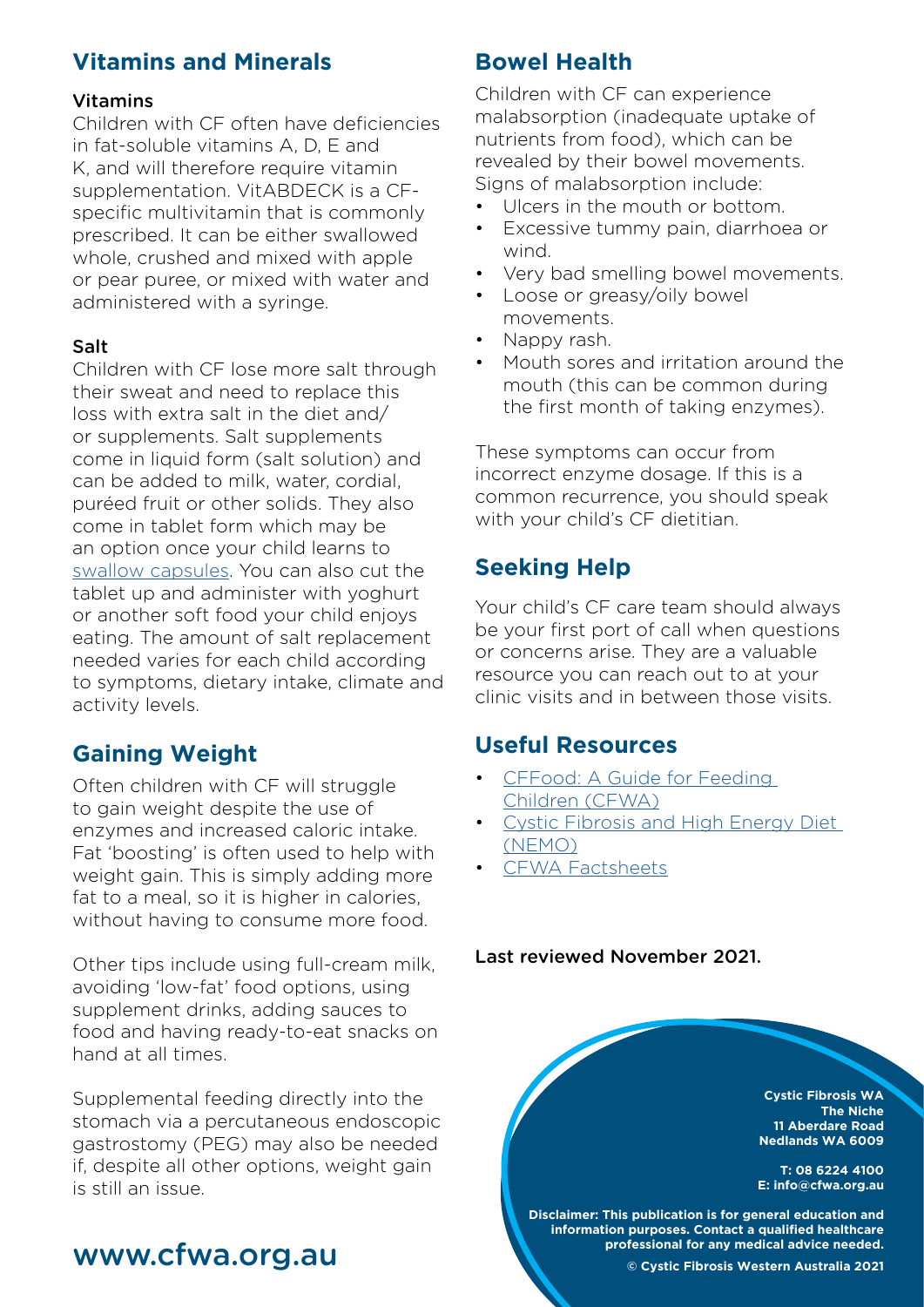## Vitamins and Minerals

### Vitamins

Children with CF often have deficiencies in fat-soluble vitamins A, D, E and K, and will therefore require vitamin supplementation. VitABDECK is a CF-specific multivitamin that is commonly prescribed. It can be either swallowed whole, crushed and mixed with apple or pear puree, or mixed with water and administered with a syringe.

### Salt

Children with CF lose more salt through their sweat and need to replace this loss with extra salt in the diet and/or supplements. Salt supplements come in liquid form (salt solution) and can be added to milk, water, cordial, puréed fruit or other solids. They also come in tablet form which may be an option once your child learns to [swallow capsules](). You can also cut the tablet up and administer with yoghurt or another soft food your child enjoys eating. The amount of salt replacement needed varies for each child according to symptoms, dietary intake, climate and activity levels.

## Gaining Weight

Often children with CF will struggle to gain weight despite the use of enzymes and increased caloric intake. Fat 'boosting' is often used to help with weight gain. This is simply adding more fat to a meal, so it is higher in calories, without having to consume more food.

Other tips include using full-cream milk, avoiding 'low-fat' food options, using supplement drinks, adding sauces to food and having ready-to-eat snacks on hand at all times.

Supplemental feeding directly into the stomach via a percutaneous endoscopic gastrostomy (PEG) may also be needed if, despite all other options, weight gain is still an issue.

## Bowel Health

Children with CF can experience malabsorption (inadequate uptake of nutrients from food), which can be revealed by their bowel movements. Signs of malabsorption include:

- Ulcers in the mouth or bottom.
- Excessive tummy pain, diarrhoea or wind.
- Very bad smelling bowel movements.
- Loose or greasy/oily bowel movements.
- Nappy rash.
- Mouth sores and irritation around the mouth (this can be common during the first month of taking enzymes).

These symptoms can occur from incorrect enzyme dosage. If this is a common recurrence, you should speak with your child's CF dietitian.

## Seeking Help

Your child's CF care team should always be your first port of call when questions or concerns arise. They are a valuable resource you can reach out to at your clinic visits and in between those visits.

## Useful Resources

- [CFFood: A Guide for Feeding Children (CFWA)]()
- [Cystic Fibrosis and High Energy Diet (NEMO)]()
- [CFWA Factsheets]()

Last reviewed November 2021.

**Cystic Fibrosis WA**
**The Niche**
**11 Aberdare Road**
**Nedlands WA 6009**

**T: 08 6224 4100**
**E: info@cfwa.org.au**

**Disclaimer: This publication is for general education and information purposes. Contact a qualified healthcare professional for any medical advice needed.**

**© Cystic Fibrosis Western Australia 2021**

www.cfwa.org.au